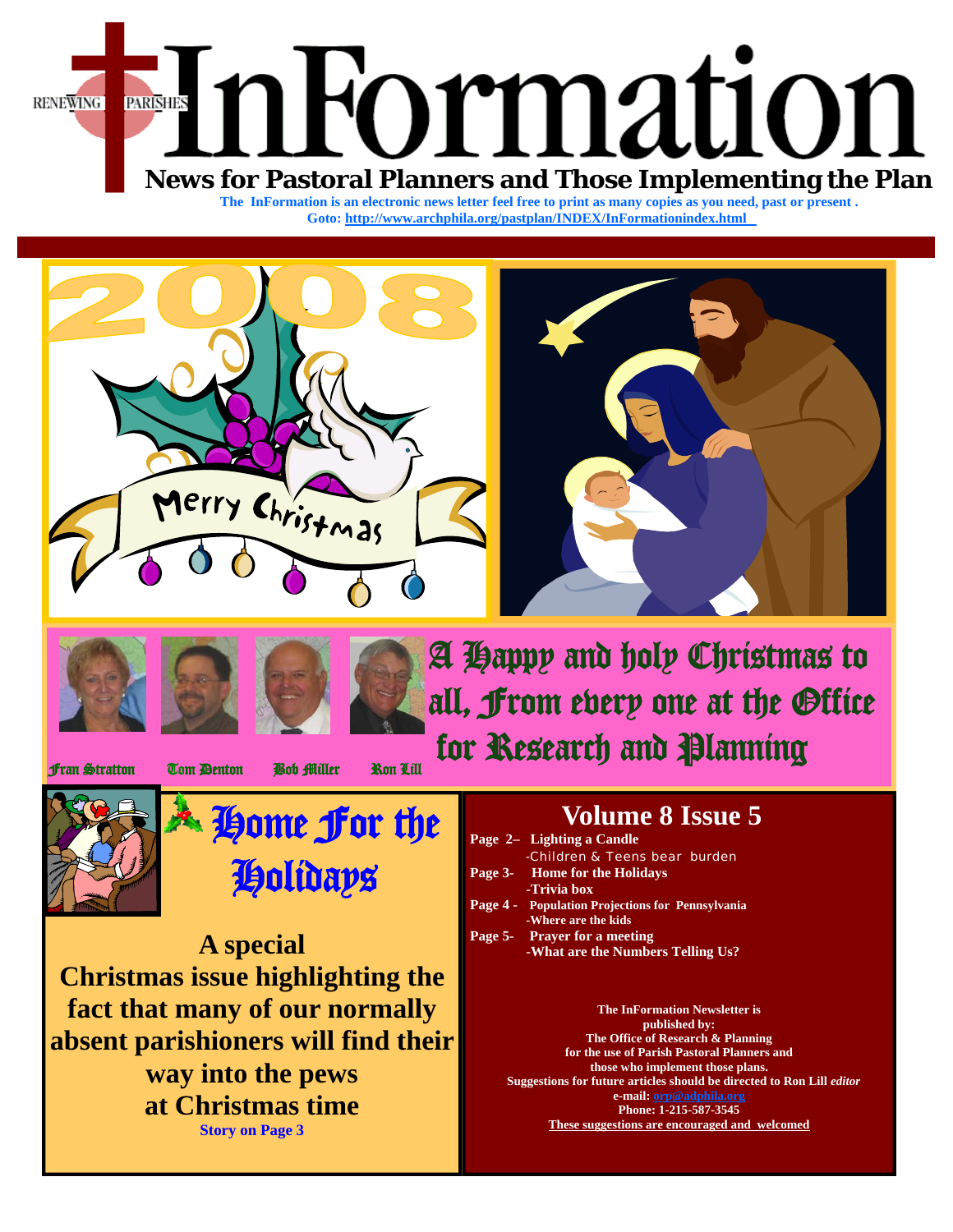RENEWING PARISHES

# InFormation

## News for Pastoral Planners and Those Implementing the Plan

**The InFormation is an electronic news letter feel free to print as many copies as you need, past or present .**
**Goto: http://www.archphila.org/pastplan/INDEX/InFormationindex.html**

2008

Merry Christmas

A Happy and holy Christmas to all, From every one at the Office for Research and Planning

Fran Stratton Tom Denton Bob Miller Ron Lill

## Home For the Holidays

**A special Christmas issue highlighting the fact that many of our normally absent parishioners will find their way into the pews at Christmas time**

**Story on Page 3**

## Volume 8 Issue 5

**Page 2–** **Lighting a Candle**
-Children & Teens bear burden

**Page 3-** **Home for the Holidays**
**-Trivia box**

**Page 4 -** **Population Projections for Pennsylvania**
**-Where are the kids**

**Page 5-** **Prayer for a meeting**
**-What are the Numbers Telling Us?**

**The InFormation Newsletter is published by:**
**The Office of Research & Planning**
**for the use of Parish Pastoral Planners and those who implement those plans.**
**Suggestions for future articles should be directed to Ron Lill *editor***
**e-mail: orp@adphila.org**
**Phone: 1-215-587-3545**
**These suggestions are encouraged and welcomed**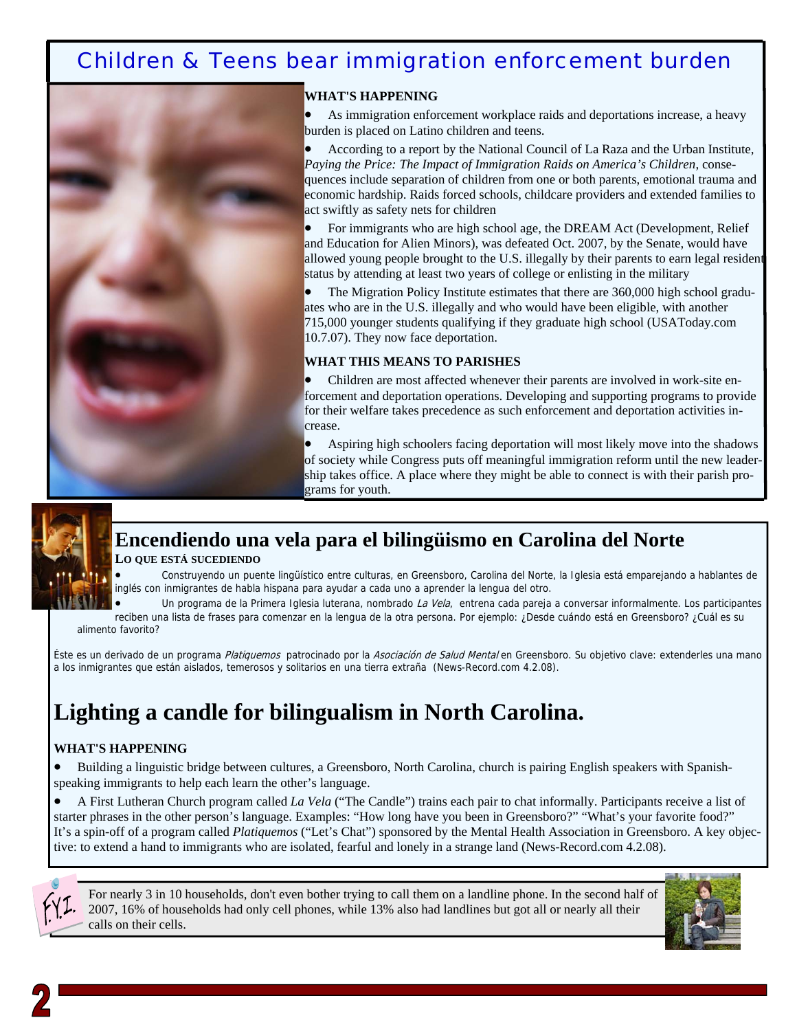## Children & Teens bear immigration enforcement burden

**WHAT'S HAPPENING**

- As immigration enforcement workplace raids and deportations increase, a heavy burden is placed on Latino children and teens.
- According to a report by the National Council of La Raza and the Urban Institute, *Paying the Price: The Impact of Immigration Raids on America's Children*, consequences include separation of children from one or both parents, emotional trauma and economic hardship. Raids forced schools, childcare providers and extended families to act swiftly as safety nets for children
- For immigrants who are high school age, the DREAM Act (Development, Relief and Education for Alien Minors), was defeated Oct. 2007, by the Senate, would have allowed young people brought to the U.S. illegally by their parents to earn legal resident status by attending at least two years of college or enlisting in the military
- The Migration Policy Institute estimates that there are 360,000 high school graduates who are in the U.S. illegally and who would have been eligible, with another 715,000 younger students qualifying if they graduate high school (USAToday.com 10.7.07). They now face deportation.

**WHAT THIS MEANS TO PARISHES**

- Children are most affected whenever their parents are involved in work-site enforcement and deportation operations. Developing and supporting programs to provide for their welfare takes precedence as such enforcement and deportation activities increase.
- Aspiring high schoolers facing deportation will most likely move into the shadows of society while Congress puts off meaningful immigration reform until the new leadership takes office. A place where they might be able to connect is with their parish programs for youth.

## Encendiendo una vela para el bilingüismo en Carolina del Norte

**LO QUE ESTÁ SUCEDIENDO**

- Construyendo un puente lingüístico entre culturas, en Greensboro, Carolina del Norte, la Iglesia está emparejando a hablantes de inglés con inmigrantes de habla hispana para ayudar a cada uno a aprender la lengua del otro.
- Un programa de la Primera Iglesia luterana, nombrado *La Vela*, entrena cada pareja a conversar informalmente. Los participantes reciben una lista de frases para comenzar en la lengua de la otra persona. Por ejemplo: ¿Desde cuándo está en Greensboro? ¿Cuál es su alimento favorito?

Éste es un derivado de un programa *Platiquemos* patrocinado por la *Asociación de Salud Mental* en Greensboro. Su objetivo clave: extenderles una mano a los inmigrantes que están aislados, temerosos y solitarios en una tierra extraña (News-Record.com 4.2.08).

## Lighting a candle for bilingualism in North Carolina.

**WHAT'S HAPPENING**

- Building a linguistic bridge between cultures, a Greensboro, North Carolina, church is pairing English speakers with Spanish-speaking immigrants to help each learn the other's language.
- A First Lutheran Church program called *La Vela* ("The Candle") trains each pair to chat informally. Participants receive a list of starter phrases in the other person's language. Examples: "How long have you been in Greensboro?" "What's your favorite food?" It's a spin-off of a program called *Platiquemos* ("Let's Chat") sponsored by the Mental Health Association in Greensboro. A key objective: to extend a hand to immigrants who are isolated, fearful and lonely in a strange land (News-Record.com 4.2.08).

F.Y.I.

For nearly 3 in 10 households, don't even bother trying to call them on a landline phone. In the second half of 2007, 16% of households had only cell phones, while 13% also had landlines but got all or nearly all their calls on their cells.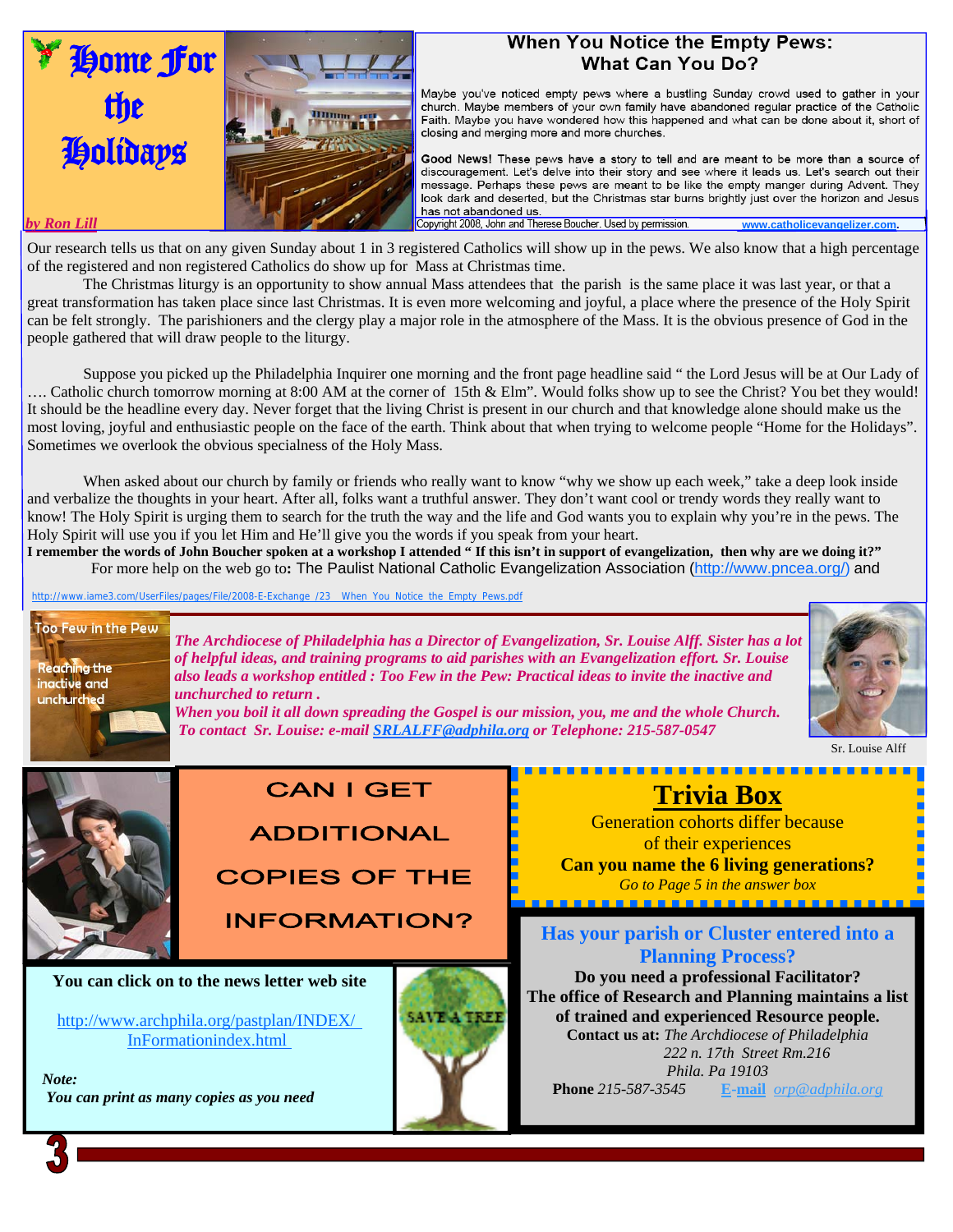# Home For the Holidays

*by Ron Lill*

## When You Notice the Empty Pews: What Can You Do?

Maybe you've noticed empty pews where a bustling Sunday crowd used to gather in your church. Maybe members of your own family have abandoned regular practice of the Catholic Faith. Maybe you have wondered how this happened and what can be done about it, short of closing and merging more and more churches.

**Good News!** These pews have a story to tell and are meant to be more than a source of discouragement. Let's delve into their story and see where it leads us. Let's search out their message. Perhaps these pews are meant to be like the empty manger during Advent. They look dark and deserted, but the Christmas star burns brightly just over the horizon and Jesus has not abandoned us.

Copyright 2008, John and Therese Boucher. Used by permission. www.catholicevangelizer.com.

Our research tells us that on any given Sunday about 1 in 3 registered Catholics will show up in the pews. We also know that a high percentage of the registered and non registered Catholics do show up for Mass at Christmas time.

The Christmas liturgy is an opportunity to show annual Mass attendees that the parish is the same place it was last year, or that a great transformation has taken place since last Christmas. It is even more welcoming and joyful, a place where the presence of the Holy Spirit can be felt strongly. The parishioners and the clergy play a major role in the atmosphere of the Mass. It is the obvious presence of God in the people gathered that will draw people to the liturgy.

Suppose you picked up the Philadelphia Inquirer one morning and the front page headline said " the Lord Jesus will be at Our Lady of …. Catholic church tomorrow morning at 8:00 AM at the corner of 15th & Elm". Would folks show up to see the Christ? You bet they would! It should be the headline every day. Never forget that the living Christ is present in our church and that knowledge alone should make us the most loving, joyful and enthusiastic people on the face of the earth. Think about that when trying to welcome people "Home for the Holidays". Sometimes we overlook the obvious specialness of the Holy Mass.

When asked about our church by family or friends who really want to know "why we show up each week," take a deep look inside and verbalize the thoughts in your heart. After all, folks want a truthful answer. They don't want cool or trendy words they really want to know! The Holy Spirit is urging them to search for the truth the way and the life and God wants you to explain why you're in the pews. The Holy Spirit will use you if you let Him and He'll give you the words if you speak from your heart.

**I remember the words of John Boucher spoken at a workshop I attended " If this isn't in support of evangelization, then why are we doing it?"**

For more help on the web go to**:** The Paulist National Catholic Evangelization Association (http://www.pncea.org/) and

http://www.iame3.com/UserFiles/pages/File/2008-E-Exchange_/23__When_You_Notice_the_Empty_Pews.pdf

## Too Few in the Pew

Reaching the inactive and unchurched

***The Archdiocese of Philadelphia has a Director of Evangelization, Sr. Louise Alff. Sister has a lot of helpful ideas, and training programs to aid parishes with an Evangelization effort. Sr. Louise also leads a workshop entitled : Too Few in the Pew: Practical ideas to invite the inactive and unchurched to return .***

***When you boil it all down spreading the Gospel is our mission, you, me and the whole Church.***

***To contact Sr. Louise: e-mail SRLALFF@adphila.org or Telephone: 215-587-0547***

Sr. Louise Alff

## CAN I GET ADDITIONAL COPIES OF THE INFORMATION?

**You can click on to the news letter web site**

http://www.archphila.org/pastplan/INDEX/InFormationindex.html

***Note:***

***You can print as many copies as you need***

SAVE A TREE

## Trivia Box

Generation cohorts differ because of their experiences

**Can you name the 6 living generations?**

*Go to Page 5 in the answer box*

## Has your parish or Cluster entered into a Planning Process?

**Do you need a professional Facilitator?**

**The office of Research and Planning maintains a list of trained and experienced Resource people.**

**Contact us at:** *The Archdiocese of Philadelphia*
*222 n. 17th Street Rm.216*
*Phila. Pa 19103*

**Phone** *215-587-3545* **E-mail** *orp@adphila.org*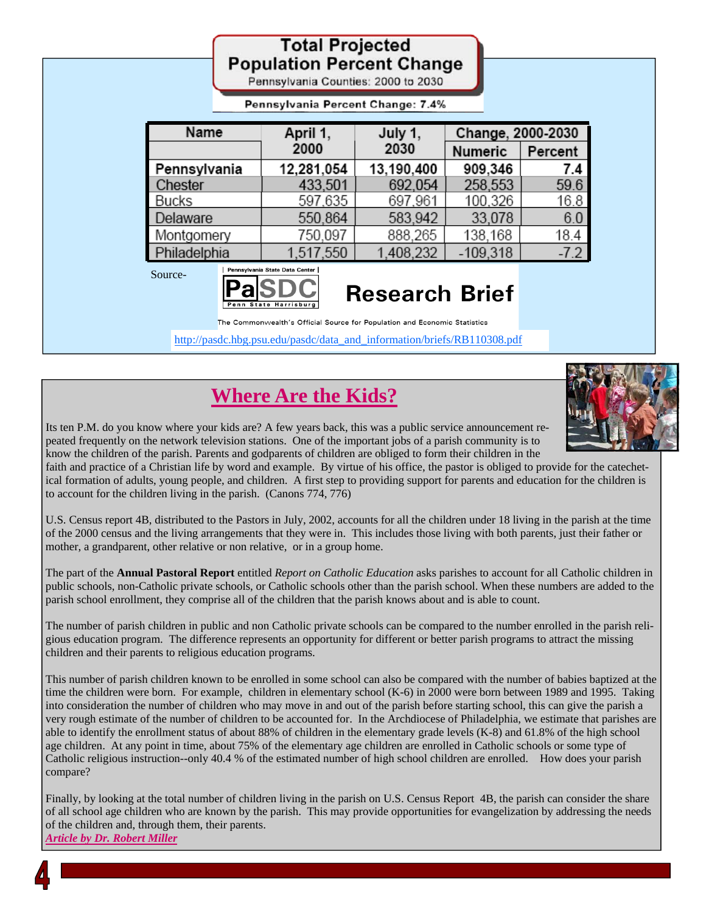## Total Projected Population Percent Change

Pennsylvania Counties: 2000 to 2030

Pennsylvania Percent Change: 7.4%

| Name | April 1, 2000 | July 1, 2030 | Change, 2000-2030 | |
|---|---|---|---|---|
| | | | Numeric | Percent |
| **Pennsylvania** | **12,281,054** | **13,190,400** | **909,346** | **7.4** |
| Chester | 433,501 | 692,054 | 258,553 | 59.6 |
| Bucks | 597,635 | 697,961 | 100,326 | 16.8 |
| Delaware | 550,864 | 583,942 | 33,078 | 6.0 |
| Montgomery | 750,097 | 888,265 | 138,168 | 18.4 |
| Philadelphia | 1,517,550 | 1,408,232 | -109,318 | -7.2 |

Source- Pennsylvania State Data Center | PaSDC Penn State Harrisburg **Research Brief**

The Commonwealth's Official Source for Population and Economic Statistics

http://pasdc.hbg.psu.edu/pasdc/data_and_information/briefs/RB110308.pdf

## Where Are the Kids?

Its ten P.M. do you know where your kids are? A few years back, this was a public service announcement repeated frequently on the network television stations. One of the important jobs of a parish community is to know the children of the parish. Parents and godparents of children are obliged to form their children in the faith and practice of a Christian life by word and example. By virtue of his office, the pastor is obliged to provide for the catechetical formation of adults, young people, and children. A first step to providing support for parents and education for the children is to account for the children living in the parish. (Canons 774, 776)

U.S. Census report 4B, distributed to the Pastors in July, 2002, accounts for all the children under 18 living in the parish at the time of the 2000 census and the living arrangements that they were in. This includes those living with both parents, just their father or mother, a grandparent, other relative or non relative, or in a group home.

The part of the **Annual Pastoral Report** entitled *Report on Catholic Education* asks parishes to account for all Catholic children in public schools, non-Catholic private schools, or Catholic schools other than the parish school. When these numbers are added to the parish school enrollment, they comprise all of the children that the parish knows about and is able to count.

The number of parish children in public and non Catholic private schools can be compared to the number enrolled in the parish religious education program. The difference represents an opportunity for different or better parish programs to attract the missing children and their parents to religious education programs.

This number of parish children known to be enrolled in some school can also be compared with the number of babies baptized at the time the children were born. For example, children in elementary school (K-6) in 2000 were born between 1989 and 1995. Taking into consideration the number of children who may move in and out of the parish before starting school, this can give the parish a very rough estimate of the number of children to be accounted for. In the Archdiocese of Philadelphia, we estimate that parishes are able to identify the enrollment status of about 88% of children in the elementary grade levels (K-8) and 61.8% of the high school age children. At any point in time, about 75% of the elementary age children are enrolled in Catholic schools or some type of Catholic religious instruction--only 40.4 % of the estimated number of high school children are enrolled. How does your parish compare?

Finally, by looking at the total number of children living in the parish on U.S. Census Report 4B, the parish can consider the share of all school age children who are known by the parish. This may provide opportunities for evangelization by addressing the needs of the children and, through them, their parents.

***Article by Dr. Robert Miller***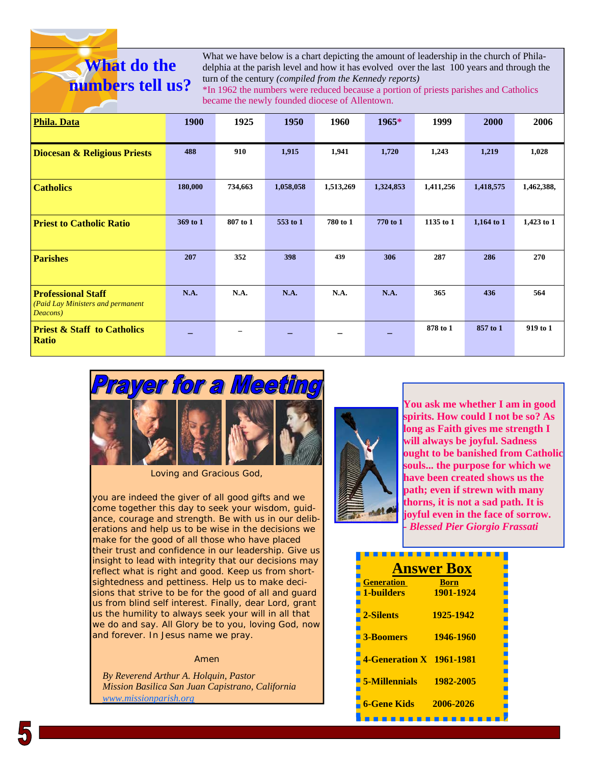# What do the numbers tell us?

What we have below is a chart depicting the amount of leadership in the church of Philadelphia at the parish level and how it has evolved over the last 100 years and through the turn of the century *(compiled from the Kennedy reports)*

*In 1962 the numbers were reduced because a portion of priests parishes and Catholics became the newly founded diocese of Allentown.

| Phila. Data | 1900 | 1925 | 1950 | 1960 | 1965* | 1999 | 2000 | 2006 |
|---|---|---|---|---|---|---|---|---|
| Diocesan & Religious Priests | 488 | 910 | 1,915 | 1,941 | 1,720 | 1,243 | 1,219 | 1,028 |
| Catholics | 180,000 | 734,663 | 1,058,058 | 1,513,269 | 1,324,853 | 1,411,256 | 1,418,575 | 1,462,388, |
| Priest to Catholic Ratio | 369 to 1 | 807 to 1 | 553 to 1 | 780 to 1 | 770 to 1 | 1135 to 1 | 1,164 to 1 | 1,423 to 1 |
| Parishes | 207 | 352 | 398 | 439 | 306 | 287 | 286 | 270 |
| Professional Staff *(Paid Lay Ministers and permanent Deacons)* | N.A. | N.A. | N.A. | N.A. | N.A. | 365 | 436 | 564 |
| Priest & Staff to Catholics Ratio | – | – | – | – | – | 878 to 1 | 857 to 1 | 919 to 1 |

## Prayer for a Meeting

Loving and Gracious God,

you are indeed the giver of all good gifts and we come together this day to seek your wisdom, guidance, courage and strength. Be with us in our deliberations and help us to be wise in the decisions we make for the good of all those who have placed their trust and confidence in our leadership. Give us insight to lead with integrity that our decisions may reflect what is right and good. Keep us from short-sightedness and pettiness. Help us to make decisions that strive to be for the good of all and guard us from blind self interest. Finally, dear Lord, grant us the humility to always seek your will in all that we do and say. All Glory be to you, loving God, now and forever. In Jesus name we pray.

Amen

*By Reverend Arthur A. Holquin, Pastor*
*Mission Basilica San Juan Capistrano, California*
*www.missionparish.org*

**You ask me whether I am in good spirits. How could I not be so? As long as Faith gives me strength I will always be joyful. Sadness ought to be banished from Catholic souls... the purpose for which we have been created shows us the path; even if strewn with many thorns, it is not a sad path. It is joyful even in the face of sorrow.**
**- *Blessed Pier Giorgio Frassati***

## Answer Box

| Generation | Born |
|---|---|
| 1-builders | 1901-1924 |
| 2-Silents | 1925-1942 |
| 3-Boomers | 1946-1960 |
| 4-Generation X | 1961-1981 |
| 5-Millennials | 1982-2005 |
| 6-Gene Kids | 2006-2026 |